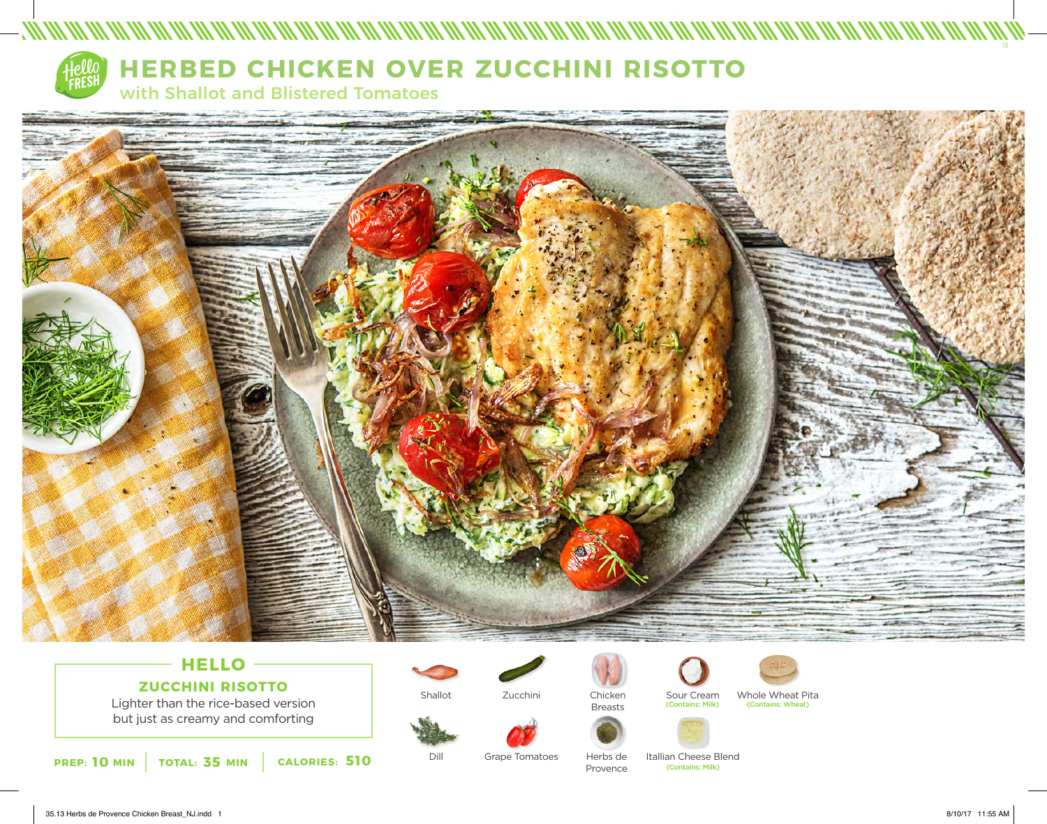# HERBED CHICKEN OVER ZUCCHINI RISOTTO

## with Shallot and Blistered Tomatoes

### HELLO

**ZUCCHINI RISOTTO**

Lighter than the rice-based version but just as creamy and comforting

**PREP: 10 MIN** | **TOTAL: 35 MIN** | **CALORIES: 510**

- Shallot
- Zucchini
- Chicken Breasts
- Sour Cream (Contains: Milk)
- Whole Wheat Pita (Contains: Wheat)
- Dill
- Grape Tomatoes
- Herbs de Provence
- Itallian Cheese Blend (Contains: Milk)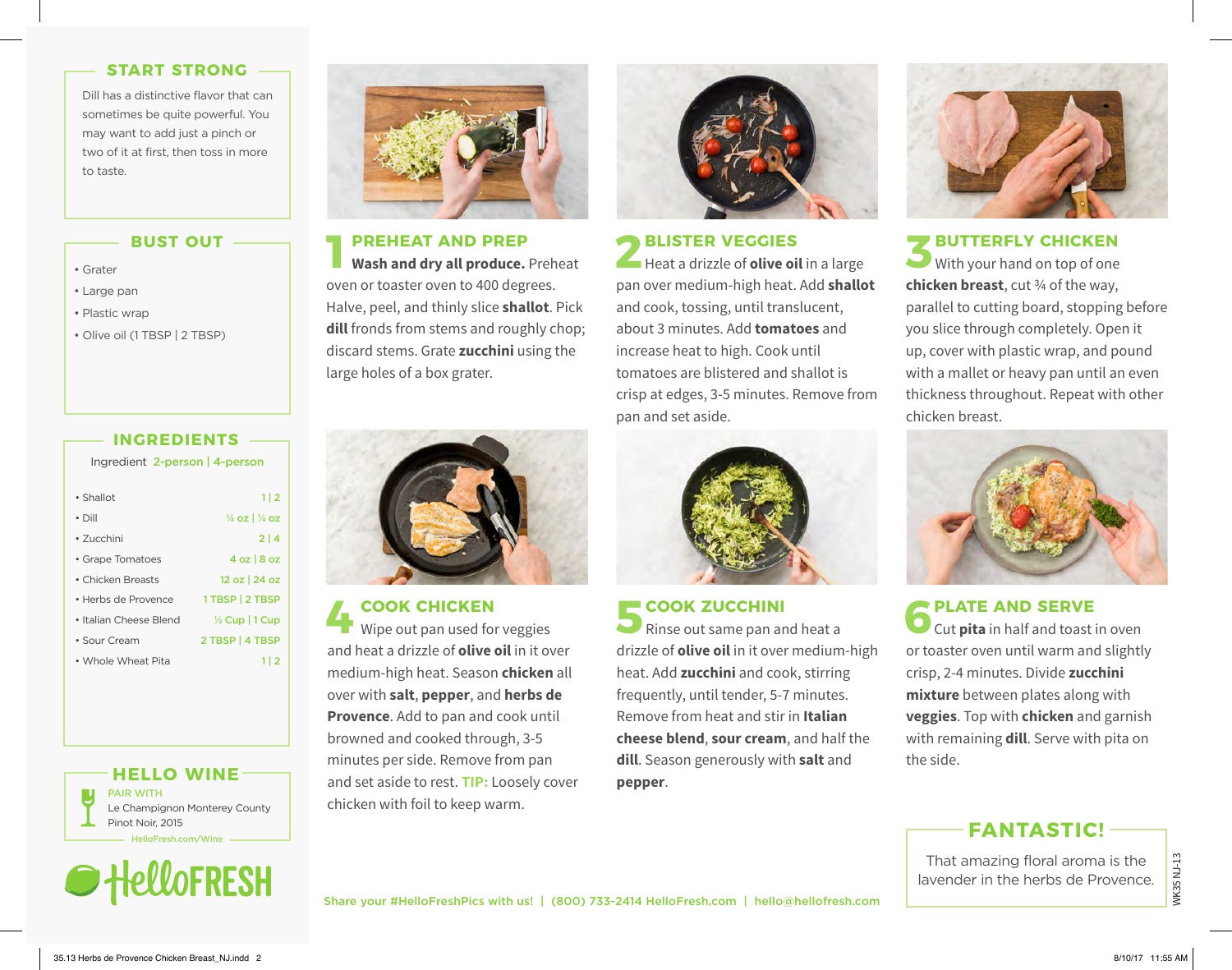## START STRONG

Dill has a distinctive flavor that can sometimes be quite powerful. You may want to add just a pinch or two of it at first, then toss in more to taste.

## BUST OUT

- Grater
- Large pan
- Plastic wrap
- Olive oil (1 TBSP | 2 TBSP)

## INGREDIENTS

| Ingredient | 2-person \| 4-person |
|---|---|
| Shallot | 1 \| 2 |
| Dill | ¼ oz \| ¼ oz |
| Zucchini | 2 \| 4 |
| Grape Tomatoes | 4 oz \| 8 oz |
| Chicken Breasts | 12 oz \| 24 oz |
| Herbs de Provence | 1 TBSP \| 2 TBSP |
| Italian Cheese Blend | ½ Cup \| 1 Cup |
| Sour Cream | 2 TBSP \| 4 TBSP |
| Whole Wheat Pita | 1 \| 2 |

## HELLO WINE

PAIR WITH
Le Champignon Monterey County Pinot Noir, 2015

HelloFresh.com/Wine

HelloFRESH

## 1 PREHEAT AND PREP

**Wash and dry all produce.** Preheat oven or toaster oven to 400 degrees. Halve, peel, and thinly slice **shallot**. Pick **dill** fronds from stems and roughly chop; discard stems. Grate **zucchini** using the large holes of a box grater.

## 2 BLISTER VEGGIES

Heat a drizzle of **olive oil** in a large pan over medium-high heat. Add **shallot** and cook, tossing, until translucent, about 3 minutes. Add **tomatoes** and increase heat to high. Cook until tomatoes are blistered and shallot is crisp at edges, 3-5 minutes. Remove from pan and set aside.

## 3 BUTTERFLY CHICKEN

With your hand on top of one **chicken breast**, cut ¾ of the way, parallel to cutting board, stopping before you slice through completely. Open it up, cover with plastic wrap, and pound with a mallet or heavy pan until an even thickness throughout. Repeat with other chicken breast.

## 4 COOK CHICKEN

Wipe out pan used for veggies and heat a drizzle of **olive oil** in it over medium-high heat. Season **chicken** all over with **salt**, **pepper**, and **herbs de Provence**. Add to pan and cook until browned and cooked through, 3-5 minutes per side. Remove from pan and set aside to rest. **TIP:** Loosely cover chicken with foil to keep warm.

## 5 COOK ZUCCHINI

Rinse out same pan and heat a drizzle of **olive oil** in it over medium-high heat. Add **zucchini** and cook, stirring frequently, until tender, 5-7 minutes. Remove from heat and stir in **Italian cheese blend**, **sour cream**, and half the **dill**. Season generously with **salt** and **pepper**.

## 6 PLATE AND SERVE

Cut **pita** in half and toast in oven or toaster oven until warm and slightly crisp, 2-4 minutes. Divide **zucchini mixture** between plates along with **veggies**. Top with **chicken** and garnish with remaining **dill**. Serve with pita on the side.

## FANTASTIC!

That amazing floral aroma is the lavender in the herbs de Provence.

Share your #HelloFreshPics with us! | (800) 733-2414 HelloFresh.com | hello@hellofresh.com

WK35 NJ-13